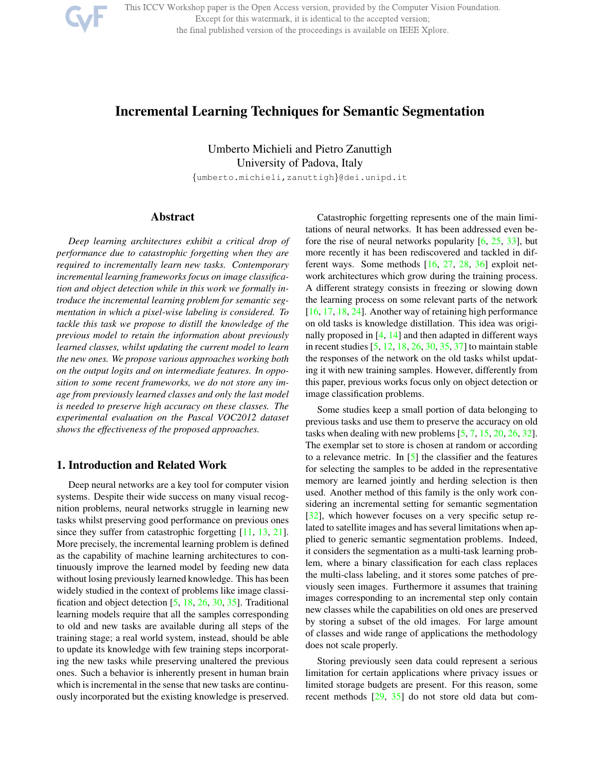# Incremental Learning Techniques for Semantic Segmentation

Umberto Michieli and Pietro Zanuttigh
University of Padova, Italy
{umberto.michieli,zanuttigh}@dei.unipd.it

## Abstract

*Deep learning architectures exhibit a critical drop of performance due to catastrophic forgetting when they are required to incrementally learn new tasks. Contemporary incremental learning frameworks focus on image classification and object detection while in this work we formally introduce the incremental learning problem for semantic segmentation in which a pixel-wise labeling is considered. To tackle this task we propose to distill the knowledge of the previous model to retain the information about previously learned classes, whilst updating the current model to learn the new ones. We propose various approaches working both on the output logits and on intermediate features. In opposition to some recent frameworks, we do not store any image from previously learned classes and only the last model is needed to preserve high accuracy on these classes. The experimental evaluation on the Pascal VOC2012 dataset shows the effectiveness of the proposed approaches.*

## 1. Introduction and Related Work

Deep neural networks are a key tool for computer vision systems. Despite their wide success on many visual recognition problems, neural networks struggle in learning new tasks whilst preserving good performance on previous ones since they suffer from catastrophic forgetting [11, 13, 21]. More precisely, the incremental learning problem is defined as the capability of machine learning architectures to continuously improve the learned model by feeding new data without losing previously learned knowledge. This has been widely studied in the context of problems like image classification and object detection [5, 18, 26, 30, 35]. Traditional learning models require that all the samples corresponding to old and new tasks are available during all steps of the training stage; a real world system, instead, should be able to update its knowledge with few training steps incorporating the new tasks while preserving unaltered the previous ones. Such a behavior is inherently present in human brain which is incremental in the sense that new tasks are continuously incorporated but the existing knowledge is preserved.

Catastrophic forgetting represents one of the main limitations of neural networks. It has been addressed even before the rise of neural networks popularity [6, 25, 33], but more recently it has been rediscovered and tackled in different ways. Some methods [16, 27, 28, 36] exploit network architectures which grow during the training process. A different strategy consists in freezing or slowing down the learning process on some relevant parts of the network [16, 17, 18, 24]. Another way of retaining high performance on old tasks is knowledge distillation. This idea was originally proposed in [4, 14] and then adapted in different ways in recent studies [5, 12, 18, 26, 30, 35, 37] to maintain stable the responses of the network on the old tasks whilst updating it with new training samples. However, differently from this paper, previous works focus only on object detection or image classification problems.

Some studies keep a small portion of data belonging to previous tasks and use them to preserve the accuracy on old tasks when dealing with new problems [5, 7, 15, 20, 26, 32]. The exemplar set to store is chosen at random or according to a relevance metric. In [5] the classifier and the features for selecting the samples to be added in the representative memory are learned jointly and herding selection is then used. Another method of this family is the only work considering an incremental setting for semantic segmentation [32], which however focuses on a very specific setup related to satellite images and has several limitations when applied to generic semantic segmentation problems. Indeed, it considers the segmentation as a multi-task learning problem, where a binary classification for each class replaces the multi-class labeling, and it stores some patches of previously seen images. Furthermore it assumes that training images corresponding to an incremental step only contain new classes while the capabilities on old ones are preserved by storing a subset of the old images. For large amount of classes and wide range of applications the methodology does not scale properly.

Storing previously seen data could represent a serious limitation for certain applications where privacy issues or limited storage budgets are present. For this reason, some recent methods [29, 35] do not store old data but com-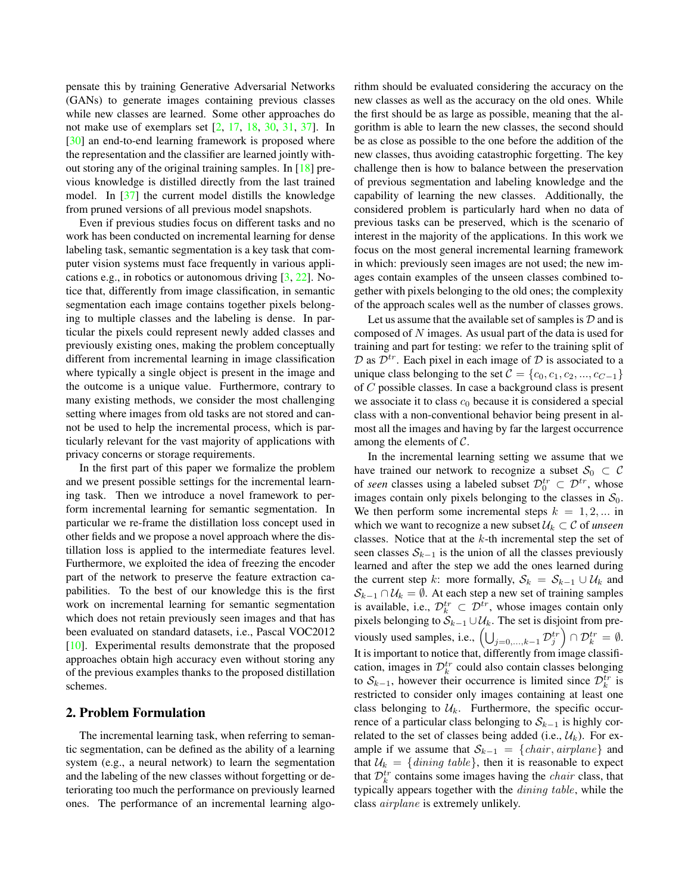pensate this by training Generative Adversarial Networks (GANs) to generate images containing previous classes while new classes are learned. Some other approaches do not make use of exemplars set [2, 17, 18, 30, 31, 37]. In [30] an end-to-end learning framework is proposed where the representation and the classifier are learned jointly without storing any of the original training samples. In [18] previous knowledge is distilled directly from the last trained model. In [37] the current model distills the knowledge from pruned versions of all previous model snapshots.

Even if previous studies focus on different tasks and no work has been conducted on incremental learning for dense labeling task, semantic segmentation is a key task that computer vision systems must face frequently in various applications e.g., in robotics or autonomous driving [3, 22]. Notice that, differently from image classification, in semantic segmentation each image contains together pixels belonging to multiple classes and the labeling is dense. In particular the pixels could represent newly added classes and previously existing ones, making the problem conceptually different from incremental learning in image classification where typically a single object is present in the image and the outcome is a unique value. Furthermore, contrary to many existing methods, we consider the most challenging setting where images from old tasks are not stored and cannot be used to help the incremental process, which is particularly relevant for the vast majority of applications with privacy concerns or storage requirements.

In the first part of this paper we formalize the problem and we present possible settings for the incremental learning task. Then we introduce a novel framework to perform incremental learning for semantic segmentation. In particular we re-frame the distillation loss concept used in other fields and we propose a novel approach where the distillation loss is applied to the intermediate features level. Furthermore, we exploited the idea of freezing the encoder part of the network to preserve the feature extraction capabilities. To the best of our knowledge this is the first work on incremental learning for semantic segmentation which does not retain previously seen images and that has been evaluated on standard datasets, i.e., Pascal VOC2012 [10]. Experimental results demonstrate that the proposed approaches obtain high accuracy even without storing any of the previous examples thanks to the proposed distillation schemes.

## 2. Problem Formulation

The incremental learning task, when referring to semantic segmentation, can be defined as the ability of a learning system (e.g., a neural network) to learn the segmentation and the labeling of the new classes without forgetting or deteriorating too much the performance on previously learned ones. The performance of an incremental learning algorithm should be evaluated considering the accuracy on the new classes as well as the accuracy on the old ones. While the first should be as large as possible, meaning that the algorithm is able to learn the new classes, the second should be as close as possible to the one before the addition of the new classes, thus avoiding catastrophic forgetting. The key challenge then is how to balance between the preservation of previous segmentation and labeling knowledge and the capability of learning the new classes. Additionally, the considered problem is particularly hard when no data of previous tasks can be preserved, which is the scenario of interest in the majority of the applications. In this work we focus on the most general incremental learning framework in which: previously seen images are not used; the new images contain examples of the unseen classes combined together with pixels belonging to the old ones; the complexity of the approach scales well as the number of classes grows.

Let us assume that the available set of samples is $\mathcal{D}$ and is composed of $N$ images. As usual part of the data is used for training and part for testing: we refer to the training split of $\mathcal{D}$ as $\mathcal{D}^{tr}$. Each pixel in each image of $\mathcal{D}$ is associated to a unique class belonging to the set $\mathcal{C} = \{c_0, c_1, c_2, ..., c_{C-1}\}$ of $C$ possible classes. In case a background class is present we associate it to class $c_0$ because it is considered a special class with a non-conventional behavior being present in almost all the images and having by far the largest occurrence among the elements of $\mathcal{C}$.

In the incremental learning setting we assume that we have trained our network to recognize a subset $\mathcal{S}_0 \subset \mathcal{C}$ of *seen* classes using a labeled subset $\mathcal{D}_0^{tr} \subset \mathcal{D}^{tr}$, whose images contain only pixels belonging to the classes in $\mathcal{S}_0$. We then perform some incremental steps $k = 1, 2, ...$ in which we want to recognize a new subset $\mathcal{U}_k \subset \mathcal{C}$ of *unseen* classes. Notice that at the $k$-th incremental step the set of seen classes $\mathcal{S}_{k-1}$ is the union of all the classes previously learned and after the step we add the ones learned during the current step $k$: more formally, $\mathcal{S}_k = \mathcal{S}_{k-1} \cup \mathcal{U}_k$ and $\mathcal{S}_{k-1} \cap \mathcal{U}_k = \emptyset$. At each step a new set of training samples is available, i.e., $\mathcal{D}_k^{tr} \subset \mathcal{D}^{tr}$, whose images contain only pixels belonging to $\mathcal{S}_{k-1} \cup \mathcal{U}_k$. The set is disjoint from previously used samples, i.e., $\left(\bigcup_{j=0,...,k-1} \mathcal{D}_j^{tr}\right) \cap \mathcal{D}_k^{tr} = \emptyset$. It is important to notice that, differently from image classification, images in $\mathcal{D}_k^{tr}$ could also contain classes belonging to $\mathcal{S}_{k-1}$, however their occurrence is limited since $\mathcal{D}_k^{tr}$ is restricted to consider only images containing at least one class belonging to $\mathcal{U}_k$. Furthermore, the specific occurrence of a particular class belonging to $\mathcal{S}_{k-1}$ is highly correlated to the set of classes being added (i.e., $\mathcal{U}_k$). For example if we assume that $\mathcal{S}_{k-1} = \{chair, airplane\}$ and that $\mathcal{U}_k = \{dining\ table\}$, then it is reasonable to expect that $\mathcal{D}_k^{tr}$ contains some images having the $chair$ class, that typically appears together with the $dining\ table$, while the class $airplane$ is extremely unlikely.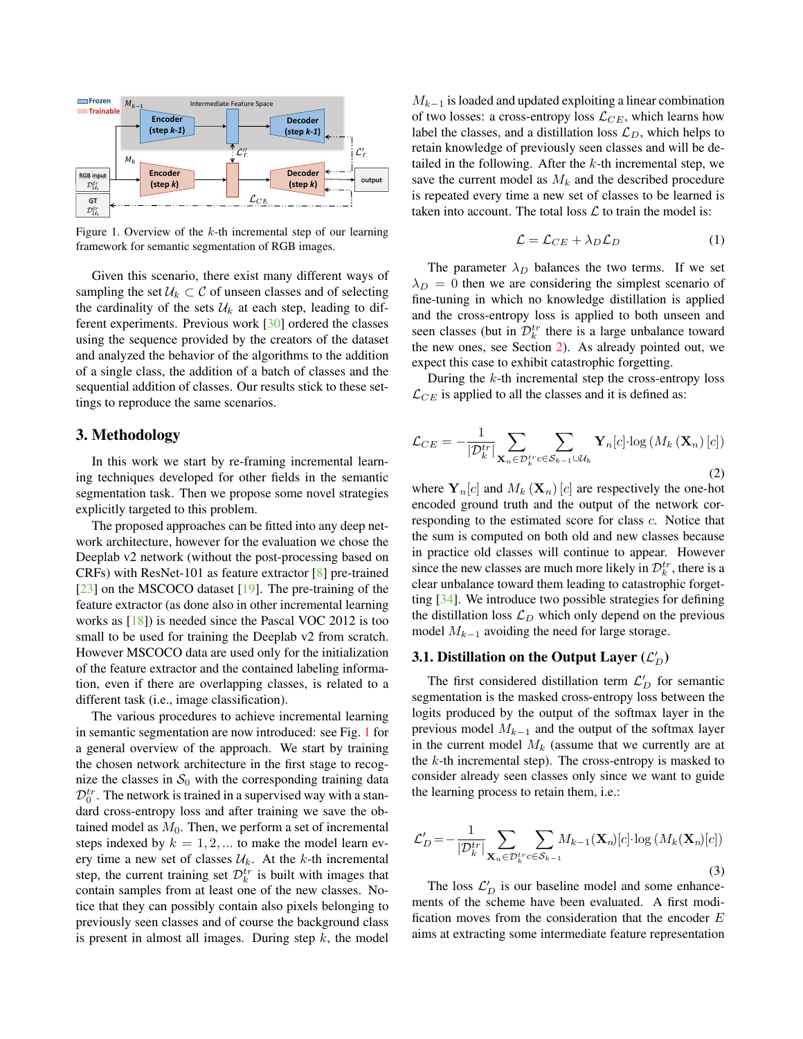Figure 1. Overview of the $k$-th incremental step of our learning framework for semantic segmentation of RGB images.

Given this scenario, there exist many different ways of sampling the set $\mathcal{U}_k \subset \mathcal{C}$ of unseen classes and of selecting the cardinality of the sets $\mathcal{U}_k$ at each step, leading to different experiments. Previous work [30] ordered the classes using the sequence provided by the creators of the dataset and analyzed the behavior of the algorithms to the addition of a single class, the addition of a batch of classes and the sequential addition of classes. Our results stick to these settings to reproduce the same scenarios.

## 3. Methodology

In this work we start by re-framing incremental learning techniques developed for other fields in the semantic segmentation task. Then we propose some novel strategies explicitly targeted to this problem.

The proposed approaches can be fitted into any deep network architecture, however for the evaluation we chose the Deeplab v2 network (without the post-processing based on CRFs) with ResNet-101 as feature extractor [8] pre-trained [23] on the MSCOCO dataset [19]. The pre-training of the feature extractor (as done also in other incremental learning works as [18]) is needed since the Pascal VOC 2012 is too small to be used for training the Deeplab v2 from scratch. However MSCOCO data are used only for the initialization of the feature extractor and the contained labeling information, even if there are overlapping classes, is related to a different task (i.e., image classification).

The various procedures to achieve incremental learning in semantic segmentation are now introduced: see Fig. 1 for a general overview of the approach. We start by training the chosen network architecture in the first stage to recognize the classes in $\mathcal{S}_0$ with the corresponding training data $\mathcal{D}_0^{tr}$. The network is trained in a supervised way with a standard cross-entropy loss and after training we save the obtained model as $M_0$. Then, we perform a set of incremental steps indexed by $k = 1, 2, \ldots$ to make the model learn every time a new set of classes $\mathcal{U}_k$. At the $k$-th incremental step, the current training set $\mathcal{D}_k^{tr}$ is built with images that contain samples from at least one of the new classes. Notice that they can possibly contain also pixels belonging to previously seen classes and of course the background class is present in almost all images. During step $k$, the model $M_{k-1}$ is loaded and updated exploiting a linear combination of two losses: a cross-entropy loss $\mathcal{L}_{CE}$, which learns how label the classes, and a distillation loss $\mathcal{L}_D$, which helps to retain knowledge of previously seen classes and will be detailed in the following. After the $k$-th incremental step, we save the current model as $M_k$ and the described procedure is repeated every time a new set of classes to be learned is taken into account. The total loss $\mathcal{L}$ to train the model is:

$$\mathcal{L} = \mathcal{L}_{CE} + \lambda_D \mathcal{L}_D \tag{1}$$

The parameter $\lambda_D$ balances the two terms. If we set $\lambda_D = 0$ then we are considering the simplest scenario of fine-tuning in which no knowledge distillation is applied and the cross-entropy loss is applied to both unseen and seen classes (but in $\mathcal{D}_k^{tr}$ there is a large unbalance toward the new ones, see Section 2). As already pointed out, we expect this case to exhibit catastrophic forgetting.

During the $k$-th incremental step the cross-entropy loss $\mathcal{L}_{CE}$ is applied to all the classes and it is defined as:

$$\mathcal{L}_{CE} = -\frac{1}{|\mathcal{D}_k^{tr}|} \sum_{\mathbf{X}_n \in \mathcal{D}_k^{tr}} \sum_{c \in \mathcal{S}_{k-1} \cup \mathcal{U}_k} \mathbf{Y}_n[c] \cdot \log \left( M_k \left( \mathbf{X}_n \right)[c] \right) \tag{2}$$

where $\mathbf{Y}_n[c]$ and $M_k(\mathbf{X}_n)[c]$ are respectively the one-hot encoded ground truth and the output of the network corresponding to the estimated score for class $c$. Notice that the sum is computed on both old and new classes because in practice old classes will continue to appear. However since the new classes are much more likely in $\mathcal{D}_k^{tr}$, there is a clear unbalance toward them leading to catastrophic forgetting [34]. We introduce two possible strategies for defining the distillation loss $\mathcal{L}_D$ which only depend on the previous model $M_{k-1}$ avoiding the need for large storage.

### 3.1. Distillation on the Output Layer ($\mathcal{L}'_D$)

The first considered distillation term $\mathcal{L}'_D$ for semantic segmentation is the masked cross-entropy loss between the logits produced by the output of the softmax layer in the previous model $M_{k-1}$ and the output of the softmax layer in the current model $M_k$ (assume that we currently are at the $k$-th incremental step). The cross-entropy is masked to consider already seen classes only since we want to guide the learning process to retain them, i.e.:

$$\mathcal{L}'_D = -\frac{1}{|\mathcal{D}_k^{tr}|} \sum_{\mathbf{X}_n \in \mathcal{D}_k^{tr}} \sum_{c \in \mathcal{S}_{k-1}} M_{k-1}(\mathbf{X}_n)[c] \cdot \log \left( M_k(\mathbf{X}_n)[c] \right) \tag{3}$$

The loss $\mathcal{L}'_D$ is our baseline model and some enhancements of the scheme have been evaluated. A first modification moves from the consideration that the encoder $E$ aims at extracting some intermediate feature representation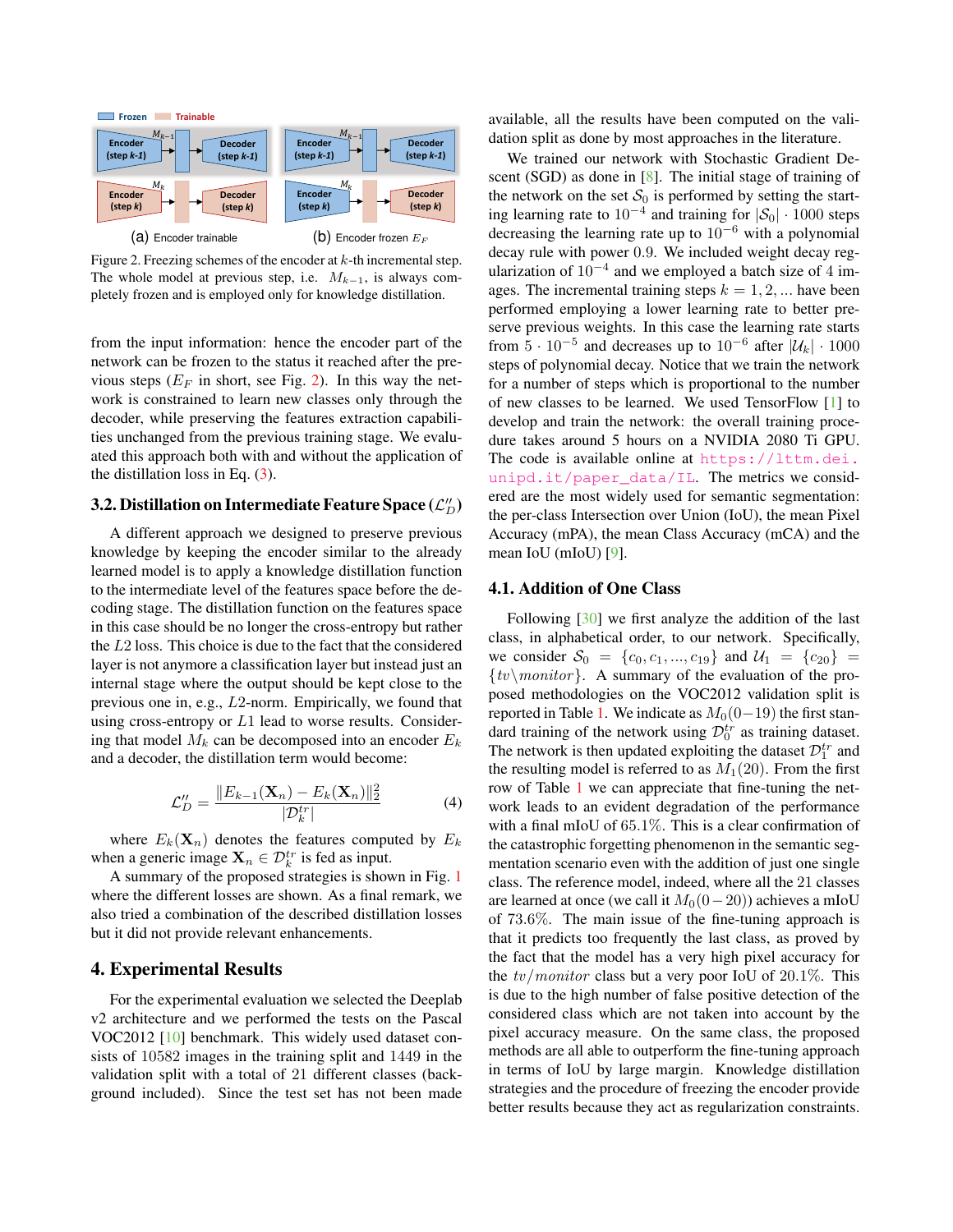Frozen Trainable

Figure 2. Freezing schemes of the encoder at $k$-th incremental step. The whole model at previous step, i.e. $M_{k-1}$, is always completely frozen and is employed only for knowledge distillation.

from the input information: hence the encoder part of the network can be frozen to the status it reached after the previous steps ($E_F$ in short, see Fig. 2). In this way the network is constrained to learn new classes only through the decoder, while preserving the features extraction capabilities unchanged from the previous training stage. We evaluated this approach both with and without the application of the distillation loss in Eq. (3).

### 3.2. Distillation on Intermediate Feature Space ($\mathcal{L}_D''$)

A different approach we designed to preserve previous knowledge by keeping the encoder similar to the already learned model is to apply a knowledge distillation function to the intermediate level of the features space before the decoding stage. The distillation function on the features space in this case should be no longer the cross-entropy but rather the $L2$ loss. This choice is due to the fact that the considered layer is not anymore a classification layer but instead just an internal stage where the output should be kept close to the previous one in, e.g., $L2$-norm. Empirically, we found that using cross-entropy or $L1$ lead to worse results. Considering that model $M_k$ can be decomposed into an encoder $E_k$ and a decoder, the distillation term would become:

$$\mathcal{L}_D'' = \frac{\|E_{k-1}(\mathbf{X}_n) - E_k(\mathbf{X}_n)\|_2^2}{|\mathcal{D}_k^{tr}|} \tag{4}$$

where $E_k(\mathbf{X}_n)$ denotes the features computed by $E_k$ when a generic image $\mathbf{X}_n \in \mathcal{D}_k^{tr}$ is fed as input.

A summary of the proposed strategies is shown in Fig. 1 where the different losses are shown. As a final remark, we also tried a combination of the described distillation losses but it did not provide relevant enhancements.

## 4. Experimental Results

For the experimental evaluation we selected the Deeplab v2 architecture and we performed the tests on the Pascal VOC2012 [10] benchmark. This widely used dataset consists of 10582 images in the training split and 1449 in the validation split with a total of 21 different classes (background included). Since the test set has not been made available, all the results have been computed on the validation split as done by most approaches in the literature.

We trained our network with Stochastic Gradient Descent (SGD) as done in [8]. The initial stage of training of the network on the set $\mathcal{S}_0$ is performed by setting the starting learning rate to $10^{-4}$ and training for $|\mathcal{S}_0| \cdot 1000$ steps decreasing the learning rate up to $10^{-6}$ with a polynomial decay rule with power 0.9. We included weight decay regularization of $10^{-4}$ and we employed a batch size of 4 images. The incremental training steps $k = 1, 2, ...$ have been performed employing a lower learning rate to better preserve previous weights. In this case the learning rate starts from $5 \cdot 10^{-5}$ and decreases up to $10^{-6}$ after $|\mathcal{U}_k| \cdot 1000$ steps of polynomial decay. Notice that we train the network for a number of steps which is proportional to the number of new classes to be learned. We used TensorFlow [1] to develop and train the network: the overall training procedure takes around 5 hours on a NVIDIA 2080 Ti GPU. The code is available online at https://lttm.dei.unipd.it/paper_data/IL. The metrics we considered are the most widely used for semantic segmentation: the per-class Intersection over Union (IoU), the mean Pixel Accuracy (mPA), the mean Class Accuracy (mCA) and the mean IoU (mIoU) [9].

### 4.1. Addition of One Class

Following [30] we first analyze the addition of the last class, in alphabetical order, to our network. Specifically, we consider $\mathcal{S}_0 = \{c_0, c_1, ..., c_{19}\}$ and $\mathcal{U}_1 = \{c_{20}\} = \{tv \backslash monitor\}$. A summary of the evaluation of the proposed methodologies on the VOC2012 validation split is reported in Table 1. We indicate as $M_0(0-19)$ the first standard training of the network using $\mathcal{D}_0^{tr}$ as training dataset. The network is then updated exploiting the dataset $\mathcal{D}_1^{tr}$ and the resulting model is referred to as $M_1(20)$. From the first row of Table 1 we can appreciate that fine-tuning the network leads to an evident degradation of the performance with a final mIoU of 65.1%. This is a clear confirmation of the catastrophic forgetting phenomenon in the semantic segmentation scenario even with the addition of just one single class. The reference model, indeed, where all the 21 classes are learned at once (we call it $M_0(0-20)$) achieves a mIoU of 73.6%. The main issue of the fine-tuning approach is that it predicts too frequently the last class, as proved by the fact that the model has a very high pixel accuracy for the $tv/monitor$ class but a very poor IoU of 20.1%. This is due to the high number of false positive detection of the considered class which are not taken into account by the pixel accuracy measure. On the same class, the proposed methods are all able to outperform the fine-tuning approach in terms of IoU by large margin. Knowledge distillation strategies and the procedure of freezing the encoder provide better results because they act as regularization constraints.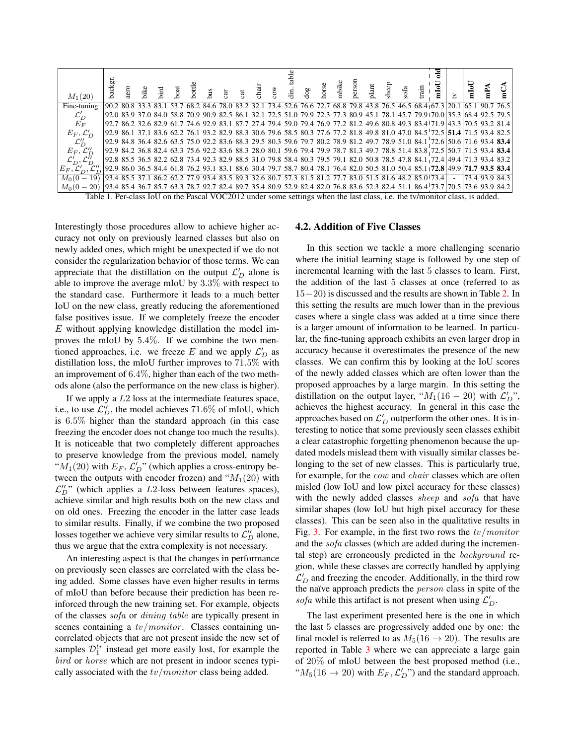| $M_1(20)$ | backgr. | aero | bike | bird | boat | bottle | bus | car | cat | chair | cow | din. table | dog | horse | mbike | person | plant | sheep | sofa | train | mIoU old | tv | mIoU | mPA | mCA |
|---|---|---|---|---|---|---|---|---|---|---|---|---|---|---|---|---|---|---|---|---|---|---|---|---|---|
| Fine-tuning | 90.2 | 80.8 | 33.3 | 83.1 | 53.7 | 68.2 | 84.6 | 78.0 | 83.2 | 32.1 | 73.4 | 52.6 | 76.6 | 72.7 | 68.8 | 79.8 | 43.8 | 76.5 | 46.5 | 68.4 | 67.3 | 20.1 | 65.1 | 90.7 | 76.5 |
| $\mathcal{L}'_D$ | 92.0 | 83.9 | 37.0 | 84.0 | 58.8 | 70.9 | 90.9 | 82.5 | 86.1 | 32.1 | 72.5 | 51.0 | 79.9 | 72.3 | 77.3 | 80.9 | 45.1 | 78.1 | 45.7 | 79.9 | 70.0 | 35.3 | 68.4 | 92.5 | 79.5 |
| $E_F$ | 92.7 | 86.2 | 32.6 | 82.9 | 61.7 | 74.6 | 92.9 | 83.1 | 87.7 | 27.4 | 79.4 | 59.0 | 79.4 | 76.9 | 77.2 | 81.2 | 49.6 | 80.8 | 49.3 | 83.4 | 71.9 | 43.3 | 70.5 | 93.2 | 81.4 |
| $E_F, \mathcal{L}'_D$ | 92.9 | 86.1 | 37.1 | 83.6 | 62.2 | 76.1 | 93.2 | 82.9 | 88.3 | 30.6 | 79.6 | 58.5 | 80.3 | 77.6 | 77.2 | 81.8 | 49.8 | 81.0 | 47.0 | 84.5 | 72.5 | **51.4** | 71.5 | 93.4 | 82.5 |
| $\mathcal{L}''_D$ | 92.9 | 84.8 | 36.4 | 82.6 | 63.5 | 75.0 | 92.2 | 83.6 | 88.3 | 29.5 | 80.3 | 59.6 | 79.7 | 80.2 | 78.9 | 81.2 | 49.7 | 78.9 | 51.0 | 84.1 | 72.6 | 50.6 | 71.6 | 93.4 | **83.4** |
| $E_F, \mathcal{L}''_D$ | 92.9 | 84.2 | 36.8 | 82.4 | 63.3 | 75.6 | 92.2 | 83.6 | 88.3 | 28.0 | 80.1 | 59.6 | 79.4 | 79.9 | 78.7 | 81.3 | 49.7 | 78.8 | 51.4 | 83.8 | 72.5 | 50.7 | 71.5 | 93.4 | **83.4** |
| $\mathcal{L}'_D, \mathcal{L}''_D$ | 92.8 | 85.5 | 36.5 | 82.2 | 62.8 | 73.4 | 92.3 | 82.9 | 88.5 | 31.0 | 79.8 | 58.4 | 80.3 | 79.5 | 79.1 | 82.0 | 50.8 | 78.5 | 47.8 | 84.1 | 72.4 | 49.4 | 71.3 | 93.4 | 83.2 |
| $E_F, \mathcal{L}'_D, \mathcal{L}''_D$ | 92.9 | 86.0 | 36.5 | 84.4 | 61.8 | 76.2 | 93.1 | 83.1 | 88.6 | 30.4 | 79.7 | 58.7 | 80.4 | 78.1 | 76.4 | 82.0 | 50.5 | 81.0 | 50.4 | 85.1 | **72.8** | 49.9 | **71.7** | **93.5** | **83.4** |
| $M_0(0-19)$ | 93.4 | 85.5 | 37.1 | 86.2 | 62.2 | 77.9 | 93.4 | 83.5 | 89.3 | 32.6 | 80.7 | 57.3 | 81.5 | 81.2 | 77.7 | 83.0 | 51.5 | 81.6 | 48.2 | 85.0 | 73.4 | - | 73.4 | 93.9 | 84.3 |
| $M_0(0-20)$ | 93.4 | 85.4 | 36.7 | 85.7 | 63.3 | 78.7 | 92.7 | 82.4 | 89.7 | 35.4 | 80.9 | 52.9 | 82.4 | 82.0 | 76.8 | 83.6 | 52.3 | 82.4 | 51.1 | 86.4 | 73.7 | 70.5 | 73.6 | 93.9 | 84.2 |

Table 1. Per-class IoU on the Pascal VOC2012 under some settings when the last class, i.e. the tv/monitor class, is added.

Interestingly those procedures allow to achieve higher accuracy not only on previously learned classes but also on newly added ones, which might be unexpected if we do not consider the regularization behavior of those terms. We can appreciate that the distillation on the output $\mathcal{L}'_D$ alone is able to improve the average mIoU by 3.3% with respect to the standard case. Furthermore it leads to a much better IoU on the new class, greatly reducing the aforementioned false positives issue. If we completely freeze the encoder $E$ without applying knowledge distillation the model improves the mIoU by 5.4%. If we combine the two mentioned approaches, i.e. we freeze $E$ and we apply $\mathcal{L}'_D$ as distillation loss, the mIoU further improves to 71.5% with an improvement of 6.4%, higher than each of the two methods alone (also the performance on the new class is higher).

If we apply a $L2$ loss at the intermediate features space, i.e., to use $\mathcal{L}''_D$, the model achieves 71.6% of mIoU, which is 6.5% higher than the standard approach (in this case freezing the encoder does not change too much the results). It is noticeable that two completely different approaches to preserve knowledge from the previous model, namely "$M_1(20)$ with $E_F, \mathcal{L}'_D$" (which applies a cross-entropy between the outputs with encoder frozen) and "$M_1(20)$ with $\mathcal{L}''_D$" (which applies a $L2$-loss between features spaces), achieve similar and high results both on the new class and on old ones. Freezing the encoder in the latter case leads to similar results. Finally, if we combine the two proposed losses together we achieve very similar results to $\mathcal{L}''_D$ alone, thus we argue that the extra complexity is not necessary.

An interesting aspect is that the changes in performance on previously seen classes are correlated with the class being added. Some classes have even higher results in terms of mIoU than before because their prediction has been reinforced through the new training set. For example, objects of the classes *sofa* or *dining table* are typically present in scenes containing a *tv/monitor*. Classes containing uncorrelated objects that are not present inside the new set of samples $\mathcal{D}_1^{tr}$ instead get more easily lost, for example the *bird* or *horse* which are not present in indoor scenes typically associated with the *tv/monitor* class being added.

## 4.2. Addition of Five Classes

In this section we tackle a more challenging scenario where the initial learning stage is followed by one step of incremental learning with the last 5 classes to learn. First, the addition of the last 5 classes at once (referred to as $15-20$) is discussed and the results are shown in Table 2. In this setting the results are much lower than in the previous cases where a single class was added at a time since there is a larger amount of information to be learned. In particular, the fine-tuning approach exhibits an even larger drop in accuracy because it overestimates the presence of the new classes. We can confirm this by looking at the IoU scores of the newly added classes which are often lower than the proposed approaches by a large margin. In this setting the distillation on the output layer, "$M_1(16-20)$ with $\mathcal{L}'_D$", achieves the highest accuracy. In general in this case the approaches based on $\mathcal{L}'_D$ outperform the other ones. It is interesting to notice that some previously seen classes exhibit a clear catastrophic forgetting phenomenon because the updated models mislead them with visually similar classes belonging to the set of new classes. This is particularly true, for example, for the *cow* and *chair* classes which are often misled (low IoU and low pixel accuracy for these classes) with the newly added classes *sheep* and *sofa* that have similar shapes (low IoU but high pixel accuracy for these classes). This can be seen also in the qualitative results in Fig. 3. For example, in the first two rows the *tv/monitor* and the *sofa* classes (which are added during the incremental step) are erroneously predicted in the *background* region, while these classes are correctly handled by applying $\mathcal{L}'_D$ and freezing the encoder. Additionally, in the third row the naïve approach predicts the *person* class in spite of the *sofa* while this artifact is not present when using $\mathcal{L}'_D$.

The last experiment presented here is the one in which the last 5 classes are progressively added one by one: the final model is referred to as $M_5(16 \to 20)$. The results are reported in Table 3 where we can appreciate a large gain of 20% of mIoU between the best proposed method (i.e., "$M_5(16 \to 20)$ with $E_F, \mathcal{L}'_D$") and the standard approach.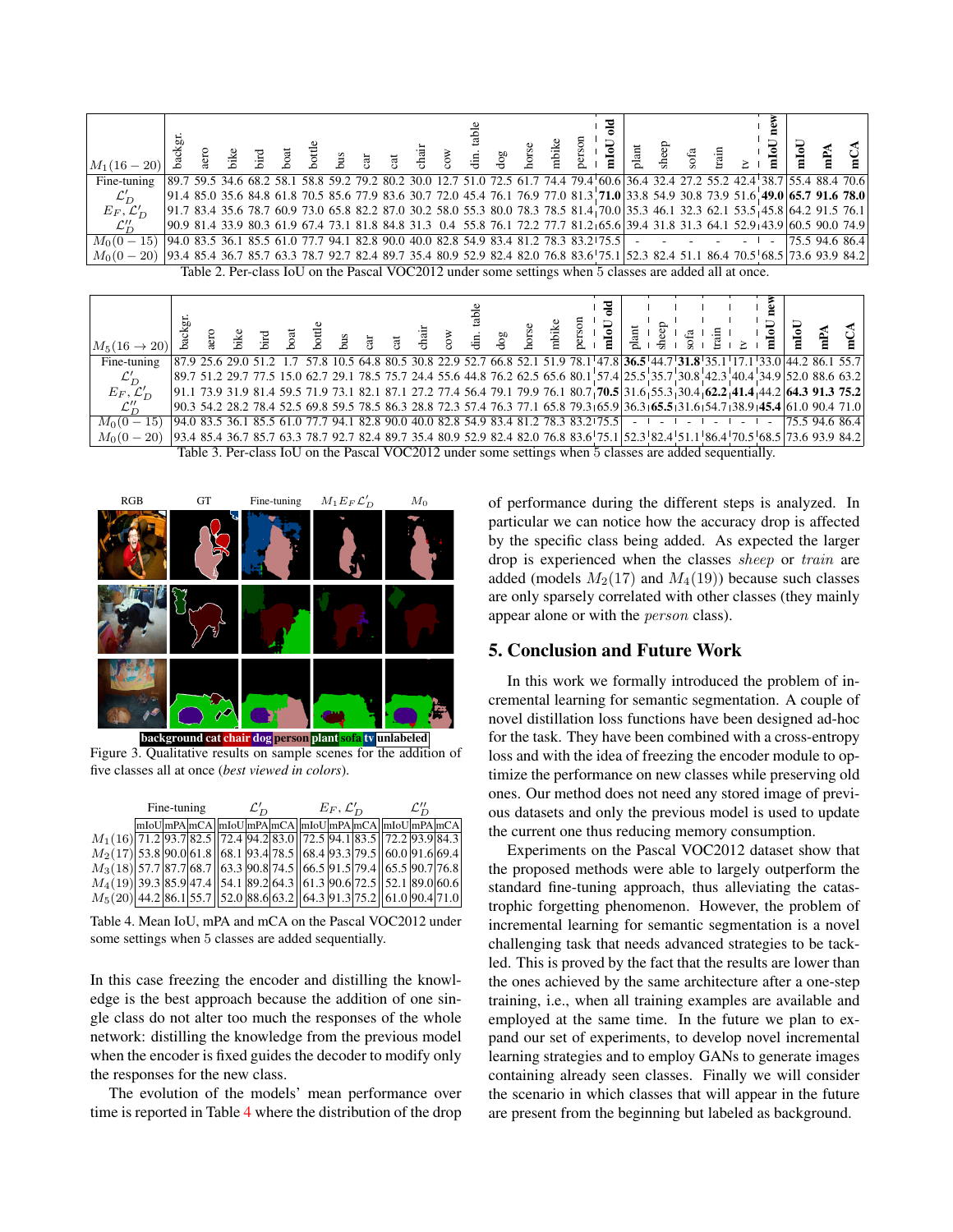| $M_1(16-20)$ | backgr. | aero | bike | bird | boat | bottle | bus | car | cat | chair | cow | din. table | dog | horse | mbike | person | **mIoU old** | plant | sheep | sofa | train | tv | **mIoU new** | **mIoU** | **mPA** | **mCA** |
|---|---|---|---|---|---|---|---|---|---|---|---|---|---|---|---|---|---|---|---|---|---|---|---|---|---|---|
| Fine-tuning | 89.7 | 59.5 | 34.6 | 68.2 | 58.1 | 58.8 | 59.2 | 79.2 | 80.2 | 30.0 | 12.7 | 51.0 | 72.5 | 61.7 | 74.4 | 79.4 | 60.6 | 36.4 | 32.4 | 27.2 | 55.2 | 42.4 | 38.7 | 55.4 | 88.4 | 70.6 |
| $\mathcal{L}'_D$ | 91.4 | 85.0 | 35.6 | 84.8 | 61.8 | 70.5 | 85.6 | 77.9 | 83.6 | 30.7 | 72.0 | 45.4 | 76.1 | 76.9 | 77.0 | 81.3 | **71.0** | 33.8 | 54.9 | 30.8 | 73.9 | 51.6 | **49.0** | **65.7** | **91.6** | **78.0** |
| $E_F, \mathcal{L}'_D$ | 91.7 | 83.4 | 35.6 | 78.7 | 60.9 | 73.0 | 65.8 | 82.2 | 87.0 | 30.2 | 58.0 | 55.3 | 80.0 | 78.3 | 78.5 | 81.4 | 70.0 | 35.3 | 46.1 | 32.3 | 62.1 | 53.5 | 45.8 | 64.2 | 91.5 | 76.1 |
| $\mathcal{L}''_D$ | 90.9 | 81.4 | 33.9 | 80.3 | 61.9 | 67.4 | 73.1 | 81.8 | 84.8 | 31.3 | 0.4 | 55.8 | 76.1 | 72.2 | 77.7 | 81.2 | 65.6 | 39.4 | 31.8 | 31.3 | 64.1 | 52.9 | 43.9 | 60.5 | 90.0 | 74.9 |
| $M_0(0-15)$ | 94.0 | 83.5 | 36.1 | 85.5 | 61.0 | 77.7 | 94.1 | 82.8 | 90.0 | 40.0 | 82.8 | 54.9 | 83.4 | 81.2 | 78.3 | 83.2 | 75.5 | - | - | - | - | - | - | 75.5 | 94.6 | 86.4 |
| $M_0(0-20)$ | 93.4 | 85.4 | 36.7 | 85.7 | 63.3 | 78.7 | 92.7 | 82.4 | 89.7 | 35.4 | 80.9 | 52.9 | 82.4 | 82.0 | 76.8 | 83.6 | 75.1 | 52.3 | 82.4 | 51.1 | 86.4 | 70.5 | 68.5 | 73.6 | 93.9 | 84.2 |

Table 2. Per-class IoU on the Pascal VOC2012 under some settings when 5 classes are added all at once.

| $M_5(16\rightarrow 20)$ | backgr. | aero | bike | bird | boat | bottle | bus | car | cat | chair | cow | din. table | dog | horse | mbike | person | **mIoU old** | plant | sheep | sofa | train | tv | **mIoU new** | **mIoU** | **mPA** | **mCA** |
|---|---|---|---|---|---|---|---|---|---|---|---|---|---|---|---|---|---|---|---|---|---|---|---|---|---|---|
| Fine-tuning | 87.9 | 25.6 | 29.0 | 51.2 | 1.7 | 57.8 | 10.5 | 64.8 | 80.5 | 30.8 | 22.9 | 52.7 | 66.8 | 52.1 | 51.9 | 78.1 | 47.8 | **36.5** | 44.7 | **31.8** | 35.1 | 17.1 | 33.0 | 44.2 | 86.1 | 55.7 |
| $\mathcal{L}'_D$ | 89.7 | 51.2 | 29.7 | 77.5 | 15.0 | 62.7 | 29.1 | 78.5 | 75.7 | 24.4 | 55.6 | 44.8 | 76.2 | 62.5 | 65.6 | 80.1 | 57.4 | 25.5 | 35.7 | 30.8 | 42.3 | 40.4 | 34.9 | 52.0 | 88.6 | 63.2 |
| $E_F, \mathcal{L}'_D$ | 91.1 | 73.9 | 31.9 | 81.4 | 59.5 | 71.9 | 73.1 | 82.1 | 87.1 | 27.2 | 77.4 | 56.4 | 79.1 | 79.9 | 76.1 | 80.7 | **70.5** | 31.6 | 55.3 | 30.4 | **62.2** | **41.4** | 44.2 | **64.3** | **91.3** | **75.2** |
| $\mathcal{L}''_D$ | 90.3 | 54.2 | 28.2 | 78.4 | 52.5 | 69.8 | 59.5 | 78.5 | 86.3 | 28.8 | 72.3 | 57.4 | 76.3 | 77.1 | 65.8 | 79.3 | 65.9 | 36.3 | **65.5** | 31.6 | 54.7 | 38.9 | **45.4** | 61.0 | 90.4 | 71.0 |
| $M_0(0-15)$ | 94.0 | 83.5 | 36.1 | 85.5 | 61.0 | 77.7 | 94.1 | 82.8 | 90.0 | 40.0 | 82.8 | 54.9 | 83.4 | 81.2 | 78.3 | 83.2 | 75.5 | - | - | - | - | - | - | 75.5 | 94.6 | 86.4 |
| $M_0(0-20)$ | 93.4 | 85.4 | 36.7 | 85.7 | 63.3 | 78.7 | 92.7 | 82.4 | 89.7 | 35.4 | 80.9 | 52.9 | 82.4 | 82.0 | 76.8 | 83.6 | 75.1 | 52.3 | 82.4 | 51.1 | 86.4 | 70.5 | 68.5 | 73.6 | 93.9 | 84.2 |

Table 3. Per-class IoU on the Pascal VOC2012 under some settings when 5 classes are added sequentially.

Figure 3. Qualitative results on sample scenes for the addition of five classes all at once (*best viewed in colors*).

| | Fine-tuning | | | $\mathcal{L}'_D$ | | | $E_F, \mathcal{L}'_D$ | | | $\mathcal{L}''_D$ | | |
|---|---|---|---|---|---|---|---|---|---|---|---|---|
| | mIoU | mPA | mCA | mIoU | mPA | mCA | mIoU | mPA | mCA | mIoU | mPA | mCA |
| $M_1(16)$ | 71.2 | 93.7 | 82.5 | 72.4 | 94.2 | 83.0 | 72.5 | 94.1 | 83.5 | 72.2 | 93.9 | 84.3 |
| $M_2(17)$ | 53.8 | 90.0 | 61.8 | 68.1 | 93.4 | 78.5 | 68.4 | 93.3 | 79.5 | 60.0 | 91.6 | 69.4 |
| $M_3(18)$ | 57.7 | 87.7 | 68.7 | 63.3 | 90.8 | 74.5 | 66.5 | 91.5 | 79.4 | 65.5 | 90.7 | 76.8 |
| $M_4(19)$ | 39.3 | 85.9 | 47.4 | 54.1 | 89.2 | 64.3 | 61.3 | 90.6 | 72.5 | 52.1 | 89.0 | 60.6 |
| $M_5(20)$ | 44.2 | 86.1 | 55.7 | 52.0 | 88.6 | 63.2 | 64.3 | 91.3 | 75.2 | 61.0 | 90.4 | 71.0 |

Table 4. Mean IoU, mPA and mCA on the Pascal VOC2012 under some settings when 5 classes are added sequentially.

In this case freezing the encoder and distilling the knowledge is the best approach because the addition of one single class do not alter too much the responses of the whole network: distilling the knowledge from the previous model when the encoder is fixed guides the decoder to modify only the responses for the new class.

The evolution of the models' mean performance over time is reported in Table 4 where the distribution of the drop of performance during the different steps is analyzed. In particular we can notice how the accuracy drop is affected by the specific class being added. As expected the larger drop is experienced when the classes *sheep* or *train* are added (models $M_2(17)$ and $M_4(19)$) because such classes are only sparsely correlated with other classes (they mainly appear alone or with the *person* class).

## 5. Conclusion and Future Work

In this work we formally introduced the problem of incremental learning for semantic segmentation. A couple of novel distillation loss functions have been designed ad-hoc for the task. They have been combined with a cross-entropy loss and with the idea of freezing the encoder module to optimize the performance on new classes while preserving old ones. Our method does not need any stored image of previous datasets and only the previous model is used to update the current one thus reducing memory consumption.

Experiments on the Pascal VOC2012 dataset show that the proposed methods were able to largely outperform the standard fine-tuning approach, thus alleviating the catastrophic forgetting phenomenon. However, the problem of incremental learning for semantic segmentation is a novel challenging task that needs advanced strategies to be tackled. This is proved by the fact that the results are lower than the ones achieved by the same architecture after a one-step training, i.e., when all training examples are available and employed at the same time. In the future we plan to expand our set of experiments, to develop novel incremental learning strategies and to employ GANs to generate images containing already seen classes. Finally we will consider the scenario in which classes that will appear in the future are present from the beginning but labeled as background.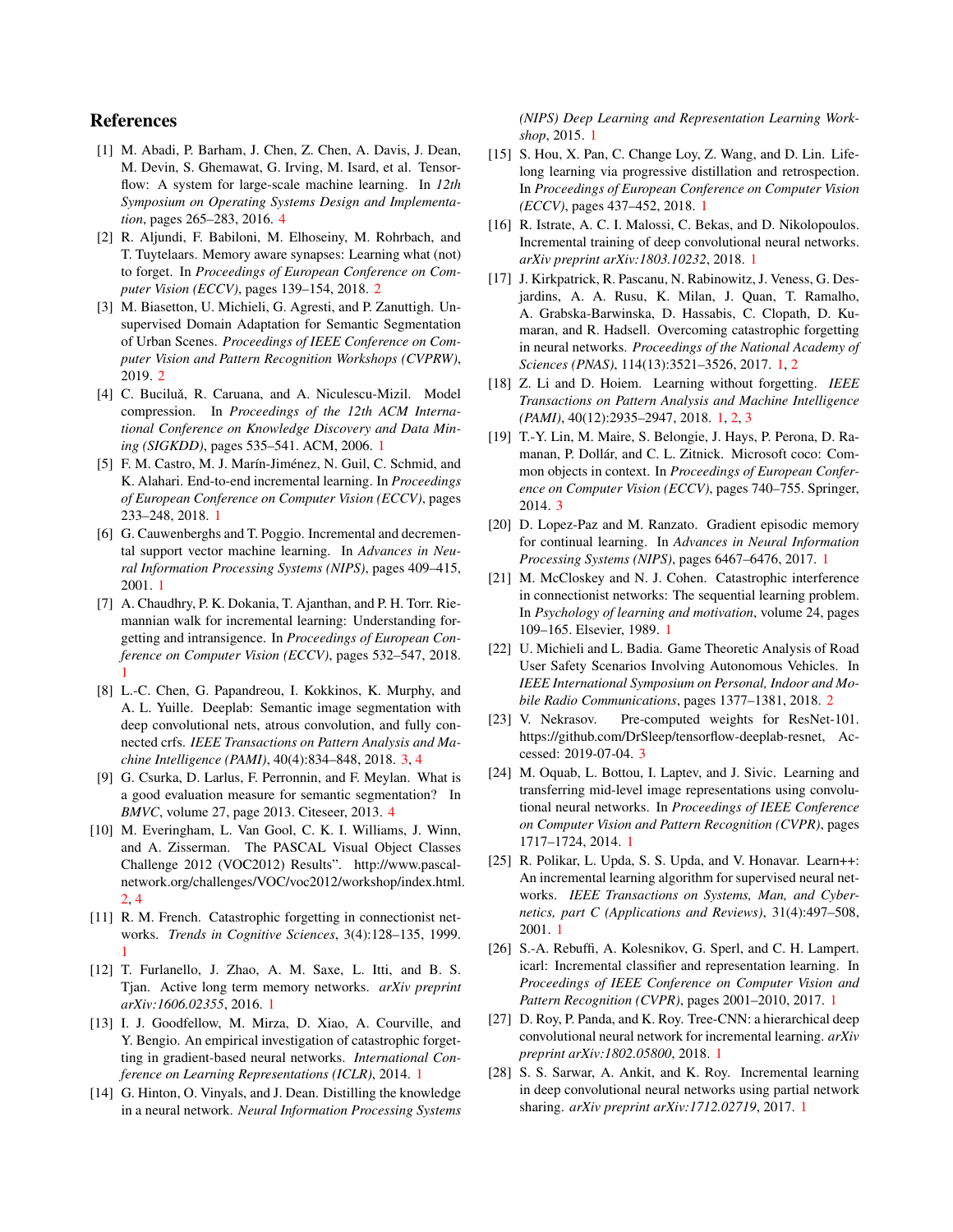# References

[1] M. Abadi, P. Barham, J. Chen, Z. Chen, A. Davis, J. Dean, M. Devin, S. Ghemawat, G. Irving, M. Isard, et al. Tensorflow: A system for large-scale machine learning. In *12th Symposium on Operating Systems Design and Implementation*, pages 265–283, 2016. 4

[2] R. Aljundi, F. Babiloni, M. Elhoseiny, M. Rohrbach, and T. Tuytelaars. Memory aware synapses: Learning what (not) to forget. In *Proceedings of European Conference on Computer Vision (ECCV)*, pages 139–154, 2018. 2

[3] M. Biasetton, U. Michieli, G. Agresti, and P. Zanuttigh. Unsupervised Domain Adaptation for Semantic Segmentation of Urban Scenes. *Proceedings of IEEE Conference on Computer Vision and Pattern Recognition Workshops (CVPRW)*, 2019. 2

[4] C. Buciluǎ, R. Caruana, and A. Niculescu-Mizil. Model compression. In *Proceedings of the 12th ACM International Conference on Knowledge Discovery and Data Mining (SIGKDD)*, pages 535–541. ACM, 2006. 1

[5] F. M. Castro, M. J. Marín-Jiménez, N. Guil, C. Schmid, and K. Alahari. End-to-end incremental learning. In *Proceedings of European Conference on Computer Vision (ECCV)*, pages 233–248, 2018. 1

[6] G. Cauwenberghs and T. Poggio. Incremental and decremental support vector machine learning. In *Advances in Neural Information Processing Systems (NIPS)*, pages 409–415, 2001. 1

[7] A. Chaudhry, P. K. Dokania, T. Ajanthan, and P. H. Torr. Riemannian walk for incremental learning: Understanding forgetting and intransigence. In *Proceedings of European Conference on Computer Vision (ECCV)*, pages 532–547, 2018. 1

[8] L.-C. Chen, G. Papandreou, I. Kokkinos, K. Murphy, and A. L. Yuille. Deeplab: Semantic image segmentation with deep convolutional nets, atrous convolution, and fully connected crfs. *IEEE Transactions on Pattern Analysis and Machine Intelligence (PAMI)*, 40(4):834–848, 2018. 3, 4

[9] G. Csurka, D. Larlus, F. Perronnin, and F. Meylan. What is a good evaluation measure for semantic segmentation? In *BMVC*, volume 27, page 2013. Citeseer, 2013. 4

[10] M. Everingham, L. Van Gool, C. K. I. Williams, J. Winn, and A. Zisserman. The PASCAL Visual Object Classes Challenge 2012 (VOC2012) Results". http://www.pascal-network.org/challenges/VOC/voc2012/workshop/index.html. 2, 4

[11] R. M. French. Catastrophic forgetting in connectionist networks. *Trends in Cognitive Sciences*, 3(4):128–135, 1999. 1

[12] T. Furlanello, J. Zhao, A. M. Saxe, L. Itti, and B. S. Tjan. Active long term memory networks. *arXiv preprint arXiv:1606.02355*, 2016. 1

[13] I. J. Goodfellow, M. Mirza, D. Xiao, A. Courville, and Y. Bengio. An empirical investigation of catastrophic forgetting in gradient-based neural networks. *International Conference on Learning Representations (ICLR)*, 2014. 1

[14] G. Hinton, O. Vinyals, and J. Dean. Distilling the knowledge in a neural network. *Neural Information Processing Systems (NIPS) Deep Learning and Representation Learning Workshop*, 2015. 1

[15] S. Hou, X. Pan, C. Change Loy, Z. Wang, and D. Lin. Lifelong learning via progressive distillation and retrospection. In *Proceedings of European Conference on Computer Vision (ECCV)*, pages 437–452, 2018. 1

[16] R. Istrate, A. C. I. Malossi, C. Bekas, and D. Nikolopoulos. Incremental training of deep convolutional neural networks. *arXiv preprint arXiv:1803.10232*, 2018. 1

[17] J. Kirkpatrick, R. Pascanu, N. Rabinowitz, J. Veness, G. Desjardins, A. A. Rusu, K. Milan, J. Quan, T. Ramalho, A. Grabska-Barwinska, D. Hassabis, C. Clopath, D. Kumaran, and R. Hadsell. Overcoming catastrophic forgetting in neural networks. *Proceedings of the National Academy of Sciences (PNAS)*, 114(13):3521–3526, 2017. 1, 2

[18] Z. Li and D. Hoiem. Learning without forgetting. *IEEE Transactions on Pattern Analysis and Machine Intelligence (PAMI)*, 40(12):2935–2947, 2018. 1, 2, 3

[19] T.-Y. Lin, M. Maire, S. Belongie, J. Hays, P. Perona, D. Ramanan, P. Dollár, and C. L. Zitnick. Microsoft coco: Common objects in context. In *Proceedings of European Conference on Computer Vision (ECCV)*, pages 740–755. Springer, 2014. 3

[20] D. Lopez-Paz and M. Ranzato. Gradient episodic memory for continual learning. In *Advances in Neural Information Processing Systems (NIPS)*, pages 6467–6476, 2017. 1

[21] M. McCloskey and N. J. Cohen. Catastrophic interference in connectionist networks: The sequential learning problem. In *Psychology of learning and motivation*, volume 24, pages 109–165. Elsevier, 1989. 1

[22] U. Michieli and L. Badia. Game Theoretic Analysis of Road User Safety Scenarios Involving Autonomous Vehicles. In *IEEE International Symposium on Personal, Indoor and Mobile Radio Communications*, pages 1377–1381, 2018. 2

[23] V. Nekrasov. Pre-computed weights for ResNet-101. https://github.com/DrSleep/tensorflow-deeplab-resnet, Accessed: 2019-07-04. 3

[24] M. Oquab, L. Bottou, I. Laptev, and J. Sivic. Learning and transferring mid-level image representations using convolutional neural networks. In *Proceedings of IEEE Conference on Computer Vision and Pattern Recognition (CVPR)*, pages 1717–1724, 2014. 1

[25] R. Polikar, L. Upda, S. S. Upda, and V. Honavar. Learn++: An incremental learning algorithm for supervised neural networks. *IEEE Transactions on Systems, Man, and Cybernetics, part C (Applications and Reviews)*, 31(4):497–508, 2001. 1

[26] S.-A. Rebuffi, A. Kolesnikov, G. Sperl, and C. H. Lampert. icarl: Incremental classifier and representation learning. In *Proceedings of IEEE Conference on Computer Vision and Pattern Recognition (CVPR)*, pages 2001–2010, 2017. 1

[27] D. Roy, P. Panda, and K. Roy. Tree-CNN: a hierarchical deep convolutional neural network for incremental learning. *arXiv preprint arXiv:1802.05800*, 2018. 1

[28] S. S. Sarwar, A. Ankit, and K. Roy. Incremental learning in deep convolutional neural networks using partial network sharing. *arXiv preprint arXiv:1712.02719*, 2017. 1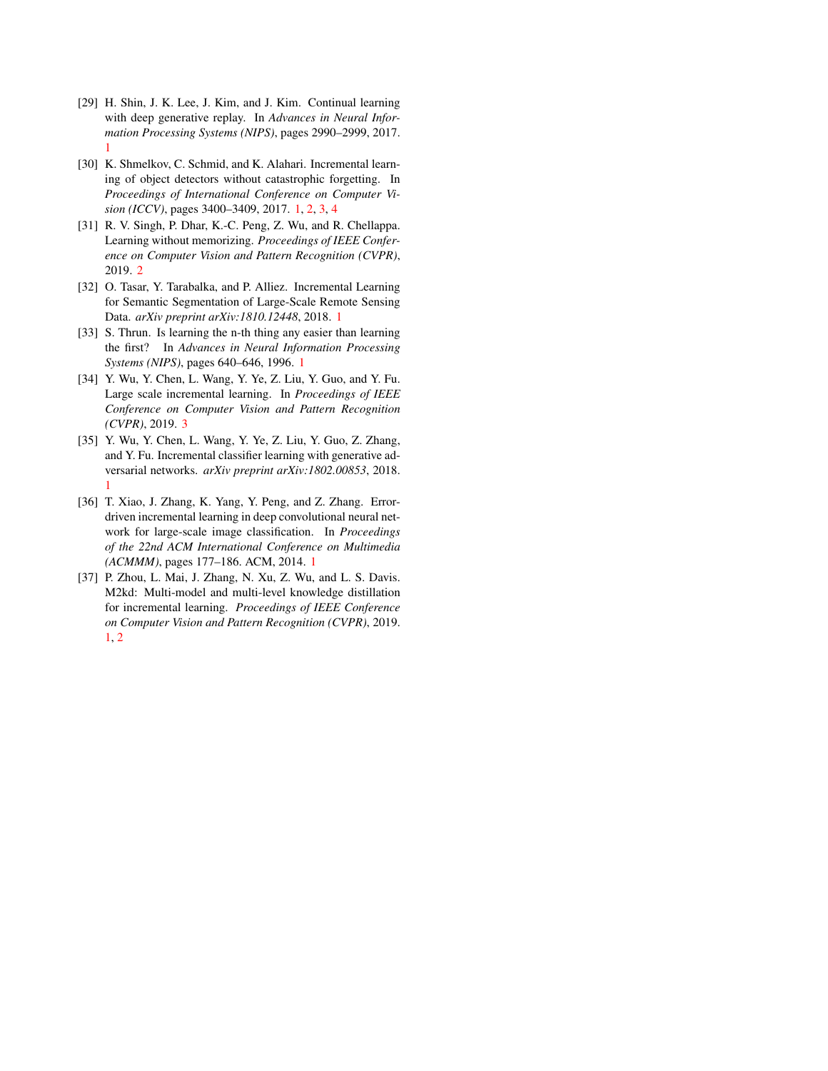- [29] H. Shin, J. K. Lee, J. Kim, and J. Kim. Continual learning with deep generative replay. In *Advances in Neural Information Processing Systems (NIPS)*, pages 2990–2999, 2017. 1
- [30] K. Shmelkov, C. Schmid, and K. Alahari. Incremental learning of object detectors without catastrophic forgetting. In *Proceedings of International Conference on Computer Vision (ICCV)*, pages 3400–3409, 2017. 1, 2, 3, 4
- [31] R. V. Singh, P. Dhar, K.-C. Peng, Z. Wu, and R. Chellappa. Learning without memorizing. *Proceedings of IEEE Conference on Computer Vision and Pattern Recognition (CVPR)*, 2019. 2
- [32] O. Tasar, Y. Tarabalka, and P. Alliez. Incremental Learning for Semantic Segmentation of Large-Scale Remote Sensing Data. *arXiv preprint arXiv:1810.12448*, 2018. 1
- [33] S. Thrun. Is learning the n-th thing any easier than learning the first? In *Advances in Neural Information Processing Systems (NIPS)*, pages 640–646, 1996. 1
- [34] Y. Wu, Y. Chen, L. Wang, Y. Ye, Z. Liu, Y. Guo, and Y. Fu. Large scale incremental learning. In *Proceedings of IEEE Conference on Computer Vision and Pattern Recognition (CVPR)*, 2019. 3
- [35] Y. Wu, Y. Chen, L. Wang, Y. Ye, Z. Liu, Y. Guo, Z. Zhang, and Y. Fu. Incremental classifier learning with generative adversarial networks. *arXiv preprint arXiv:1802.00853*, 2018. 1
- [36] T. Xiao, J. Zhang, K. Yang, Y. Peng, and Z. Zhang. Error-driven incremental learning in deep convolutional neural network for large-scale image classification. In *Proceedings of the 22nd ACM International Conference on Multimedia (ACMMM)*, pages 177–186. ACM, 2014. 1
- [37] P. Zhou, L. Mai, J. Zhang, N. Xu, Z. Wu, and L. S. Davis. M2kd: Multi-model and multi-level knowledge distillation for incremental learning. *Proceedings of IEEE Conference on Computer Vision and Pattern Recognition (CVPR)*, 2019. 1, 2